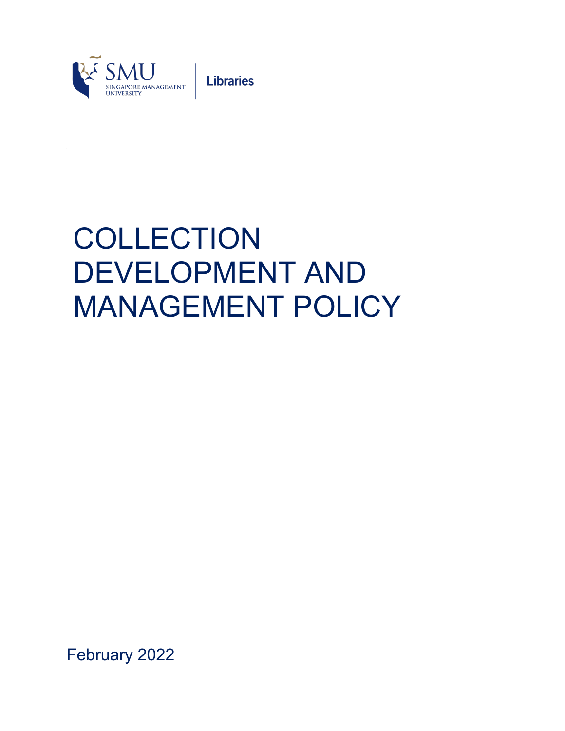SMU SINGAPORE MANAGEMENT UNIVERSITY | Libraries

# COLLECTION DEVELOPMENT AND MANAGEMENT POLICY

February 2022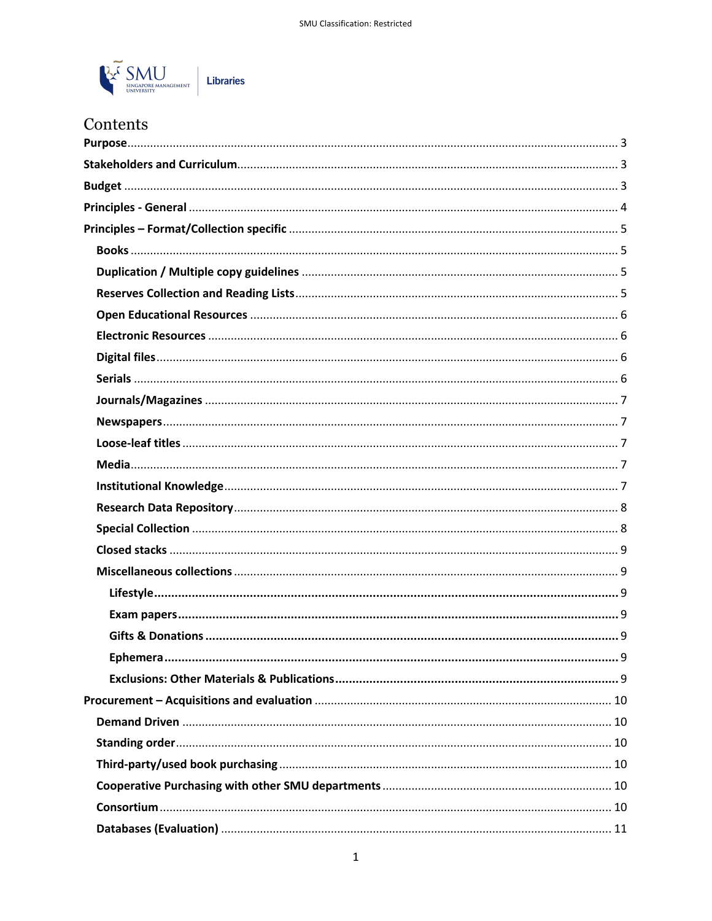# Contents

**Purpose** ........ 3

**Stakeholders and Curriculum** ........ 3

**Budget** ........ 3

**Principles - General** ........ 4

**Principles – Format/Collection specific** ........ 5

- **Books** ........ 5
- **Duplication / Multiple copy guidelines** ........ 5
- **Reserves Collection and Reading Lists** ........ 5
- **Open Educational Resources** ........ 6
- **Electronic Resources** ........ 6
- **Digital files** ........ 6
- **Serials** ........ 6
- **Journals/Magazines** ........ 7
- **Newspapers** ........ 7
- **Loose-leaf titles** ........ 7
- **Media** ........ 7
- **Institutional Knowledge** ........ 7
- **Research Data Repository** ........ 8
- **Special Collection** ........ 8
- **Closed stacks** ........ 9
- **Miscellaneous collections** ........ 9
  - **Lifestyle** ........ 9
  - **Exam papers** ........ 9
  - **Gifts & Donations** ........ 9
  - **Ephemera** ........ 9
  - **Exclusions: Other Materials & Publications** ........ 9

**Procurement – Acquisitions and evaluation** ........ 10

- **Demand Driven** ........ 10
- **Standing order** ........ 10
- **Third-party/used book purchasing** ........ 10
- **Cooperative Purchasing with other SMU departments** ........ 10
- **Consortium** ........ 10
- **Databases (Evaluation)** ........ 11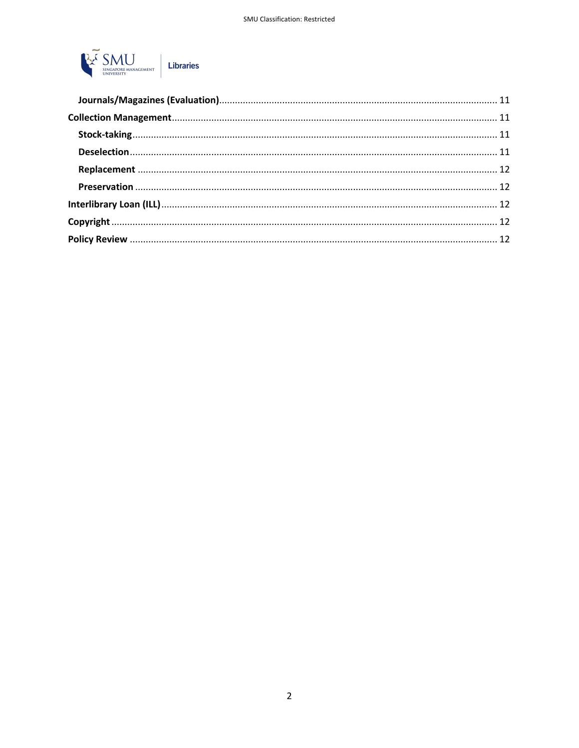Journals/Magazines (Evaluation) ........................................................................................................ 11

Collection Management ......................................................................................................... 11

Stock-taking ......................................................................................................................... 11

Deselection .......................................................................................................................... 11

Replacement ........................................................................................................................ 12

Preservation ........................................................................................................................ 12

Interlibrary Loan (ILL) ............................................................................................................ 12

Copyright ............................................................................................................................... 12

Policy Review ......................................................................................................................... 12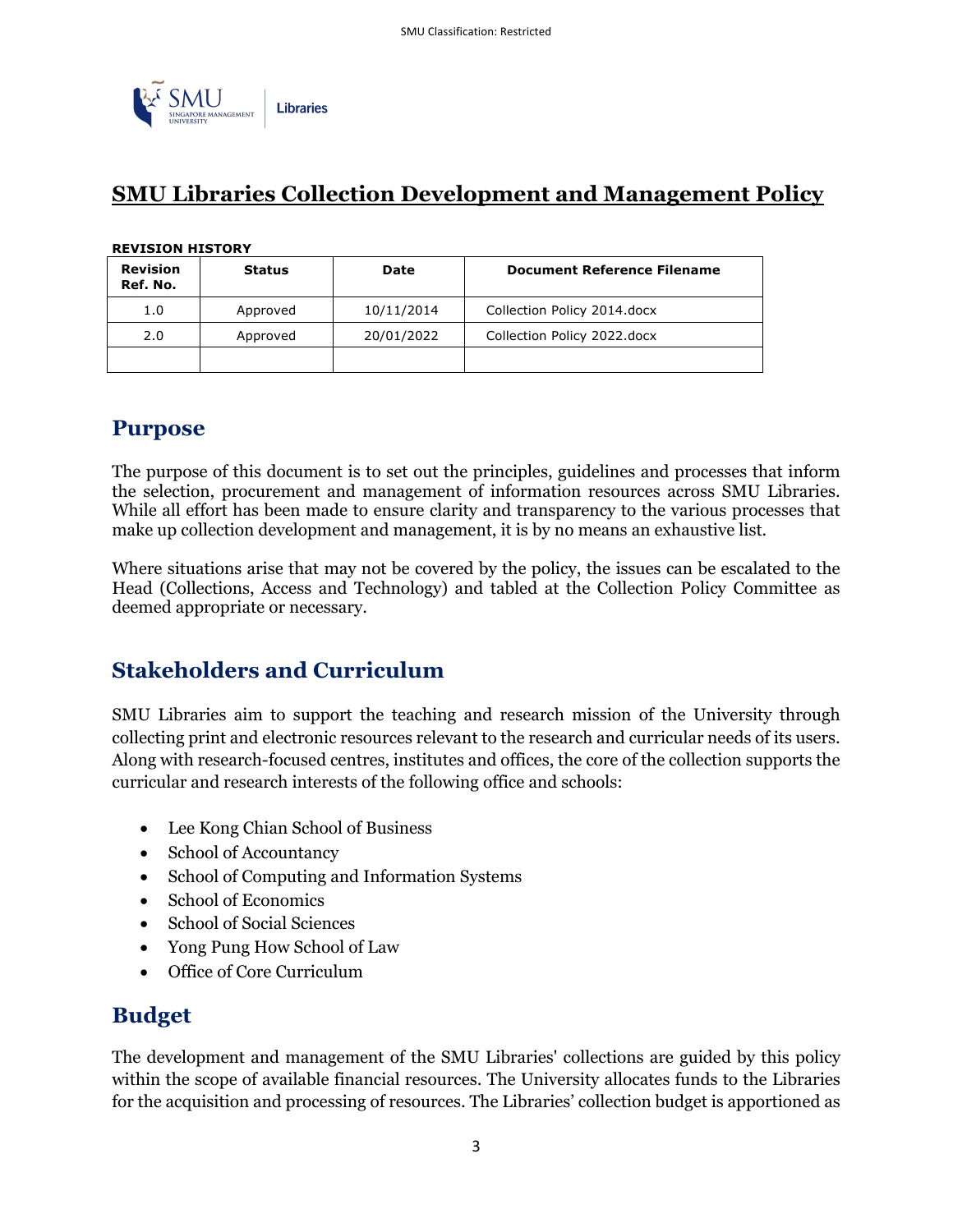# SMU Libraries Collection Development and Management Policy

**REVISION HISTORY**

| Revision Ref. No. | Status | Date | Document Reference Filename |
|---|---|---|---|
| 1.0 | Approved | 10/11/2014 | Collection Policy 2014.docx |
| 2.0 | Approved | 20/01/2022 | Collection Policy 2022.docx |
| | | | |

## Purpose

The purpose of this document is to set out the principles, guidelines and processes that inform the selection, procurement and management of information resources across SMU Libraries. While all effort has been made to ensure clarity and transparency to the various processes that make up collection development and management, it is by no means an exhaustive list.

Where situations arise that may not be covered by the policy, the issues can be escalated to the Head (Collections, Access and Technology) and tabled at the Collection Policy Committee as deemed appropriate or necessary.

## Stakeholders and Curriculum

SMU Libraries aim to support the teaching and research mission of the University through collecting print and electronic resources relevant to the research and curricular needs of its users. Along with research-focused centres, institutes and offices, the core of the collection supports the curricular and research interests of the following office and schools:

- Lee Kong Chian School of Business
- School of Accountancy
- School of Computing and Information Systems
- School of Economics
- School of Social Sciences
- Yong Pung How School of Law
- Office of Core Curriculum

## Budget

The development and management of the SMU Libraries' collections are guided by this policy within the scope of available financial resources. The University allocates funds to the Libraries for the acquisition and processing of resources. The Libraries' collection budget is apportioned as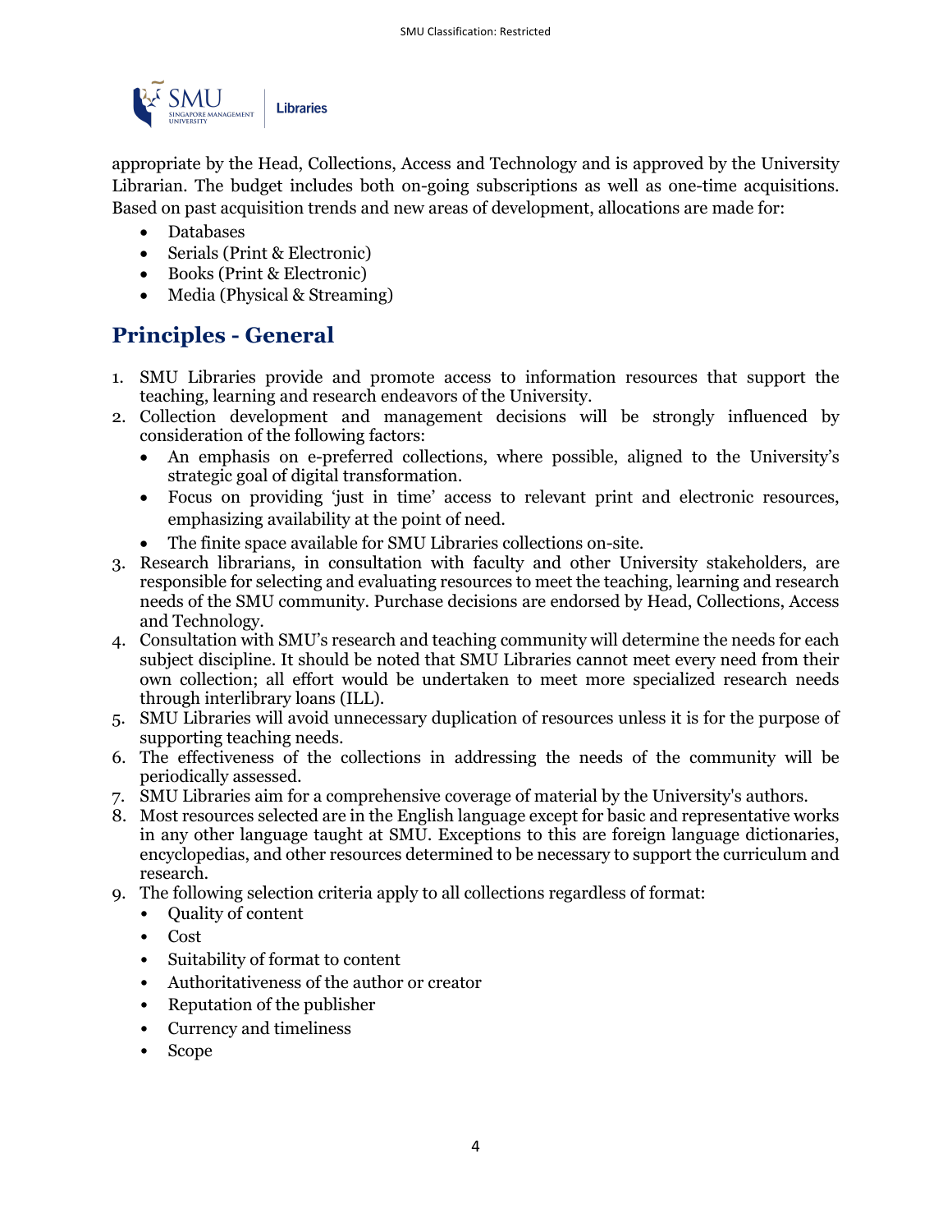appropriate by the Head, Collections, Access and Technology and is approved by the University Librarian. The budget includes both on-going subscriptions as well as one-time acquisitions. Based on past acquisition trends and new areas of development, allocations are made for:

- Databases
- Serials (Print & Electronic)
- Books (Print & Electronic)
- Media (Physical & Streaming)

## Principles - General

1. SMU Libraries provide and promote access to information resources that support the teaching, learning and research endeavors of the University.
2. Collection development and management decisions will be strongly influenced by consideration of the following factors:
   - An emphasis on e-preferred collections, where possible, aligned to the University's strategic goal of digital transformation.
   - Focus on providing 'just in time' access to relevant print and electronic resources, emphasizing availability at the point of need.
   - The finite space available for SMU Libraries collections on-site.
3. Research librarians, in consultation with faculty and other University stakeholders, are responsible for selecting and evaluating resources to meet the teaching, learning and research needs of the SMU community. Purchase decisions are endorsed by Head, Collections, Access and Technology.
4. Consultation with SMU's research and teaching community will determine the needs for each subject discipline. It should be noted that SMU Libraries cannot meet every need from their own collection; all effort would be undertaken to meet more specialized research needs through interlibrary loans (ILL).
5. SMU Libraries will avoid unnecessary duplication of resources unless it is for the purpose of supporting teaching needs.
6. The effectiveness of the collections in addressing the needs of the community will be periodically assessed.
7. SMU Libraries aim for a comprehensive coverage of material by the University's authors.
8. Most resources selected are in the English language except for basic and representative works in any other language taught at SMU. Exceptions to this are foreign language dictionaries, encyclopedias, and other resources determined to be necessary to support the curriculum and research.
9. The following selection criteria apply to all collections regardless of format:
   - Quality of content
   - Cost
   - Suitability of format to content
   - Authoritativeness of the author or creator
   - Reputation of the publisher
   - Currency and timeliness
   - Scope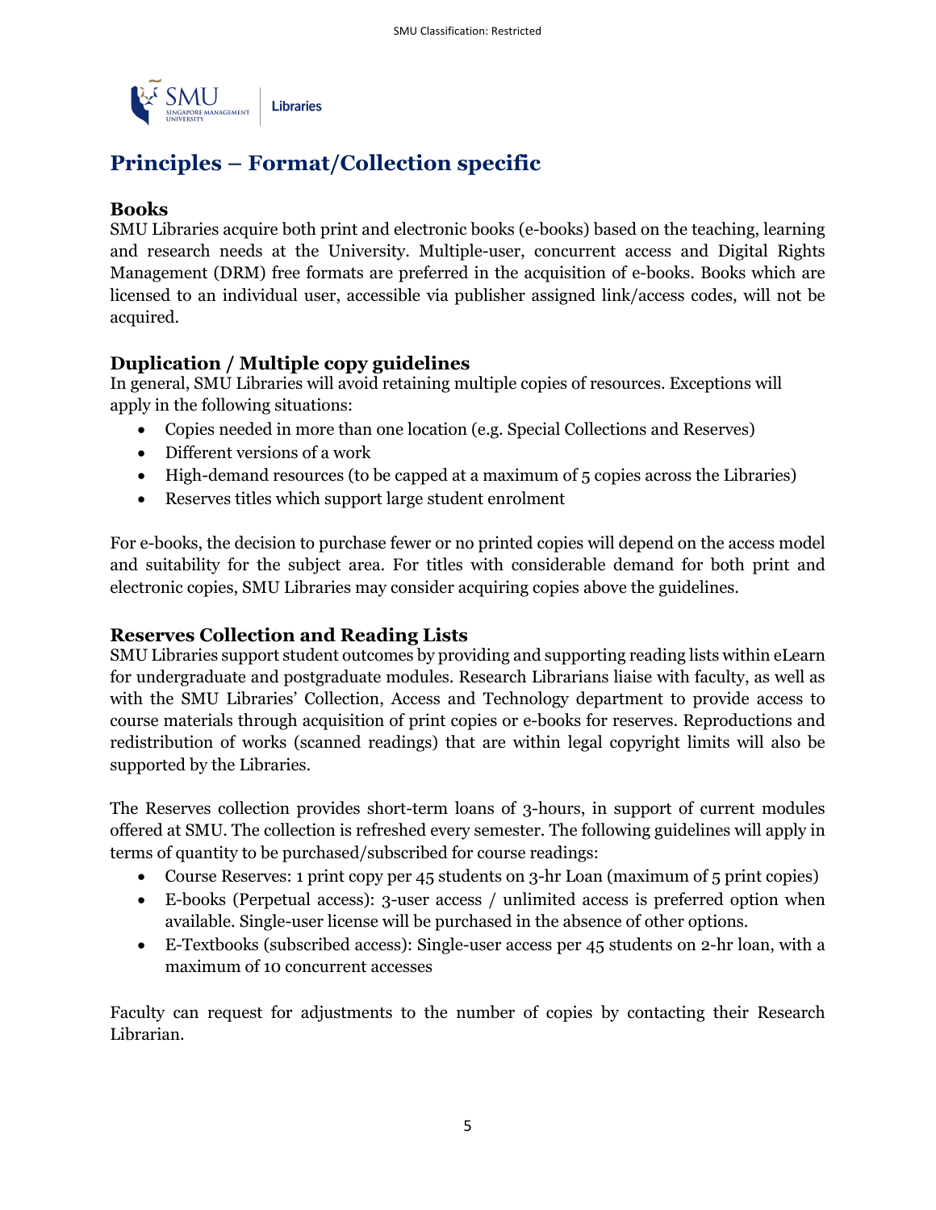## Principles – Format/Collection specific

### Books

SMU Libraries acquire both print and electronic books (e-books) based on the teaching, learning and research needs at the University. Multiple-user, concurrent access and Digital Rights Management (DRM) free formats are preferred in the acquisition of e-books. Books which are licensed to an individual user, accessible via publisher assigned link/access codes, will not be acquired.

### Duplication / Multiple copy guidelines

In general, SMU Libraries will avoid retaining multiple copies of resources. Exceptions will apply in the following situations:

- Copies needed in more than one location (e.g. Special Collections and Reserves)
- Different versions of a work
- High-demand resources (to be capped at a maximum of 5 copies across the Libraries)
- Reserves titles which support large student enrolment

For e-books, the decision to purchase fewer or no printed copies will depend on the access model and suitability for the subject area. For titles with considerable demand for both print and electronic copies, SMU Libraries may consider acquiring copies above the guidelines.

### Reserves Collection and Reading Lists

SMU Libraries support student outcomes by providing and supporting reading lists within eLearn for undergraduate and postgraduate modules. Research Librarians liaise with faculty, as well as with the SMU Libraries' Collection, Access and Technology department to provide access to course materials through acquisition of print copies or e-books for reserves. Reproductions and redistribution of works (scanned readings) that are within legal copyright limits will also be supported by the Libraries.

The Reserves collection provides short-term loans of 3-hours, in support of current modules offered at SMU. The collection is refreshed every semester. The following guidelines will apply in terms of quantity to be purchased/subscribed for course readings:

- Course Reserves: 1 print copy per 45 students on 3-hr Loan (maximum of 5 print copies)
- E-books (Perpetual access): 3-user access / unlimited access is preferred option when available. Single-user license will be purchased in the absence of other options.
- E-Textbooks (subscribed access): Single-user access per 45 students on 2-hr loan, with a maximum of 10 concurrent accesses

Faculty can request for adjustments to the number of copies by contacting their Research Librarian.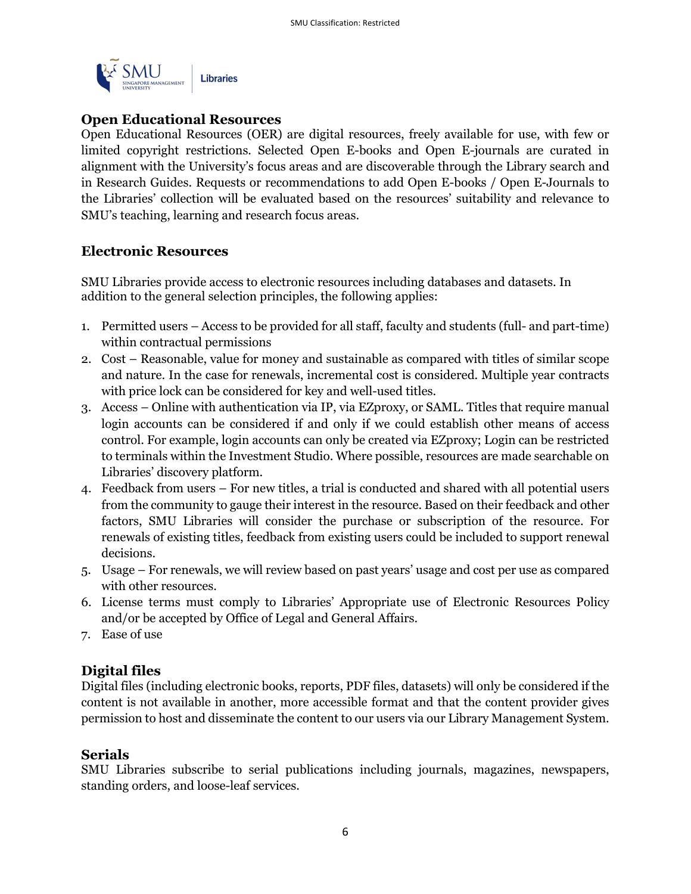## Open Educational Resources

Open Educational Resources (OER) are digital resources, freely available for use, with few or limited copyright restrictions. Selected Open E-books and Open E-journals are curated in alignment with the University's focus areas and are discoverable through the Library search and in Research Guides. Requests or recommendations to add Open E-books / Open E-Journals to the Libraries' collection will be evaluated based on the resources' suitability and relevance to SMU's teaching, learning and research focus areas.

## Electronic Resources

SMU Libraries provide access to electronic resources including databases and datasets. In addition to the general selection principles, the following applies:

1. Permitted users – Access to be provided for all staff, faculty and students (full- and part-time) within contractual permissions
2. Cost – Reasonable, value for money and sustainable as compared with titles of similar scope and nature. In the case for renewals, incremental cost is considered. Multiple year contracts with price lock can be considered for key and well-used titles.
3. Access – Online with authentication via IP, via EZproxy, or SAML. Titles that require manual login accounts can be considered if and only if we could establish other means of access control. For example, login accounts can only be created via EZproxy; Login can be restricted to terminals within the Investment Studio. Where possible, resources are made searchable on Libraries' discovery platform.
4. Feedback from users – For new titles, a trial is conducted and shared with all potential users from the community to gauge their interest in the resource. Based on their feedback and other factors, SMU Libraries will consider the purchase or subscription of the resource. For renewals of existing titles, feedback from existing users could be included to support renewal decisions.
5. Usage – For renewals, we will review based on past years' usage and cost per use as compared with other resources.
6. License terms must comply to Libraries' Appropriate use of Electronic Resources Policy and/or be accepted by Office of Legal and General Affairs.
7. Ease of use

## Digital files

Digital files (including electronic books, reports, PDF files, datasets) will only be considered if the content is not available in another, more accessible format and that the content provider gives permission to host and disseminate the content to our users via our Library Management System.

## Serials

SMU Libraries subscribe to serial publications including journals, magazines, newspapers, standing orders, and loose-leaf services.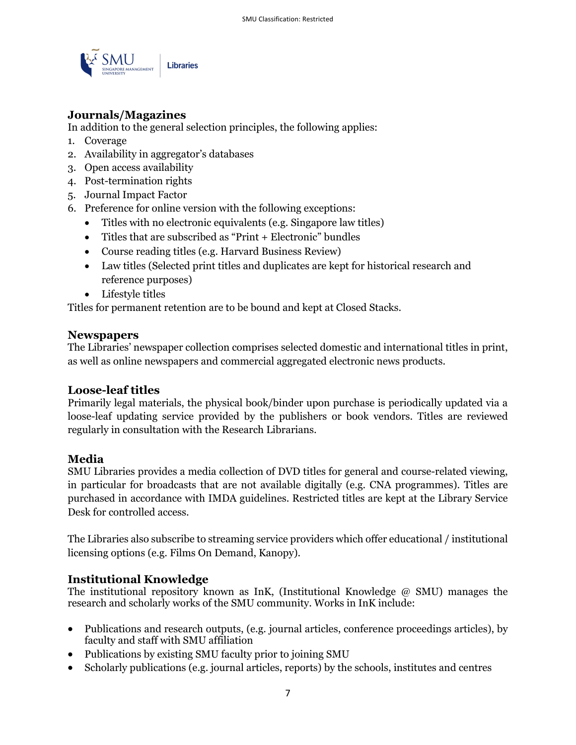## Journals/Magazines

In addition to the general selection principles, the following applies:

1. Coverage
2. Availability in aggregator's databases
3. Open access availability
4. Post-termination rights
5. Journal Impact Factor
6. Preference for online version with the following exceptions:
   - Titles with no electronic equivalents (e.g. Singapore law titles)
   - Titles that are subscribed as "Print + Electronic" bundles
   - Course reading titles (e.g. Harvard Business Review)
   - Law titles (Selected print titles and duplicates are kept for historical research and reference purposes)
   - Lifestyle titles

Titles for permanent retention are to be bound and kept at Closed Stacks.

## Newspapers

The Libraries' newspaper collection comprises selected domestic and international titles in print, as well as online newspapers and commercial aggregated electronic news products.

## Loose-leaf titles

Primarily legal materials, the physical book/binder upon purchase is periodically updated via a loose-leaf updating service provided by the publishers or book vendors. Titles are reviewed regularly in consultation with the Research Librarians.

## Media

SMU Libraries provides a media collection of DVD titles for general and course-related viewing, in particular for broadcasts that are not available digitally (e.g. CNA programmes). Titles are purchased in accordance with IMDA guidelines. Restricted titles are kept at the Library Service Desk for controlled access.

The Libraries also subscribe to streaming service providers which offer educational / institutional licensing options (e.g. Films On Demand, Kanopy).

## Institutional Knowledge

The institutional repository known as InK, (Institutional Knowledge @ SMU) manages the research and scholarly works of the SMU community. Works in InK include:

- Publications and research outputs, (e.g. journal articles, conference proceedings articles), by faculty and staff with SMU affiliation
- Publications by existing SMU faculty prior to joining SMU
- Scholarly publications (e.g. journal articles, reports) by the schools, institutes and centres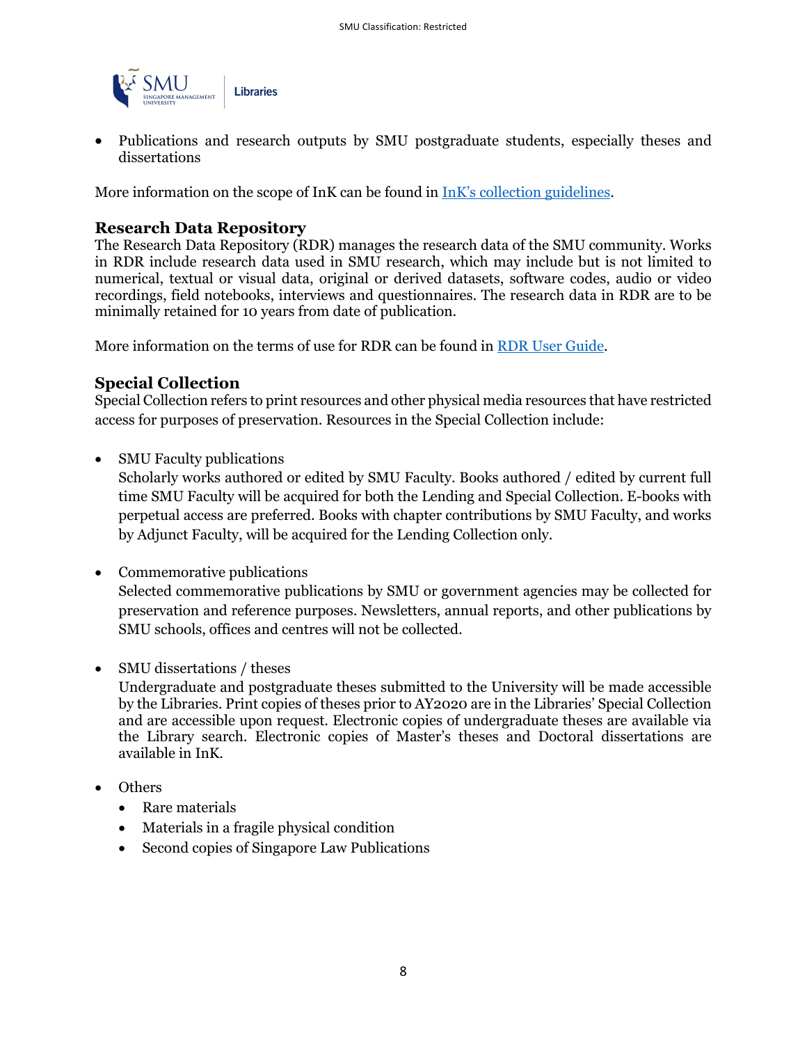- Publications and research outputs by SMU postgraduate students, especially theses and dissertations

More information on the scope of InK can be found in [InK's collection guidelines](InK's collection guidelines).

### Research Data Repository

The Research Data Repository (RDR) manages the research data of the SMU community. Works in RDR include research data used in SMU research, which may include but is not limited to numerical, textual or visual data, original or derived datasets, software codes, audio or video recordings, field notebooks, interviews and questionnaires. The research data in RDR are to be minimally retained for 10 years from date of publication.

More information on the terms of use for RDR can be found in [RDR User Guide](RDR User Guide).

### Special Collection

Special Collection refers to print resources and other physical media resources that have restricted access for purposes of preservation. Resources in the Special Collection include:

- SMU Faculty publications
  Scholarly works authored or edited by SMU Faculty. Books authored / edited by current full time SMU Faculty will be acquired for both the Lending and Special Collection. E-books with perpetual access are preferred. Books with chapter contributions by SMU Faculty, and works by Adjunct Faculty, will be acquired for the Lending Collection only.

- Commemorative publications
  Selected commemorative publications by SMU or government agencies may be collected for preservation and reference purposes. Newsletters, annual reports, and other publications by SMU schools, offices and centres will not be collected.

- SMU dissertations / theses
  Undergraduate and postgraduate theses submitted to the University will be made accessible by the Libraries. Print copies of theses prior to AY2020 are in the Libraries' Special Collection and are accessible upon request. Electronic copies of undergraduate theses are available via the Library search. Electronic copies of Master's theses and Doctoral dissertations are available in InK.

- Others
  - Rare materials
  - Materials in a fragile physical condition
  - Second copies of Singapore Law Publications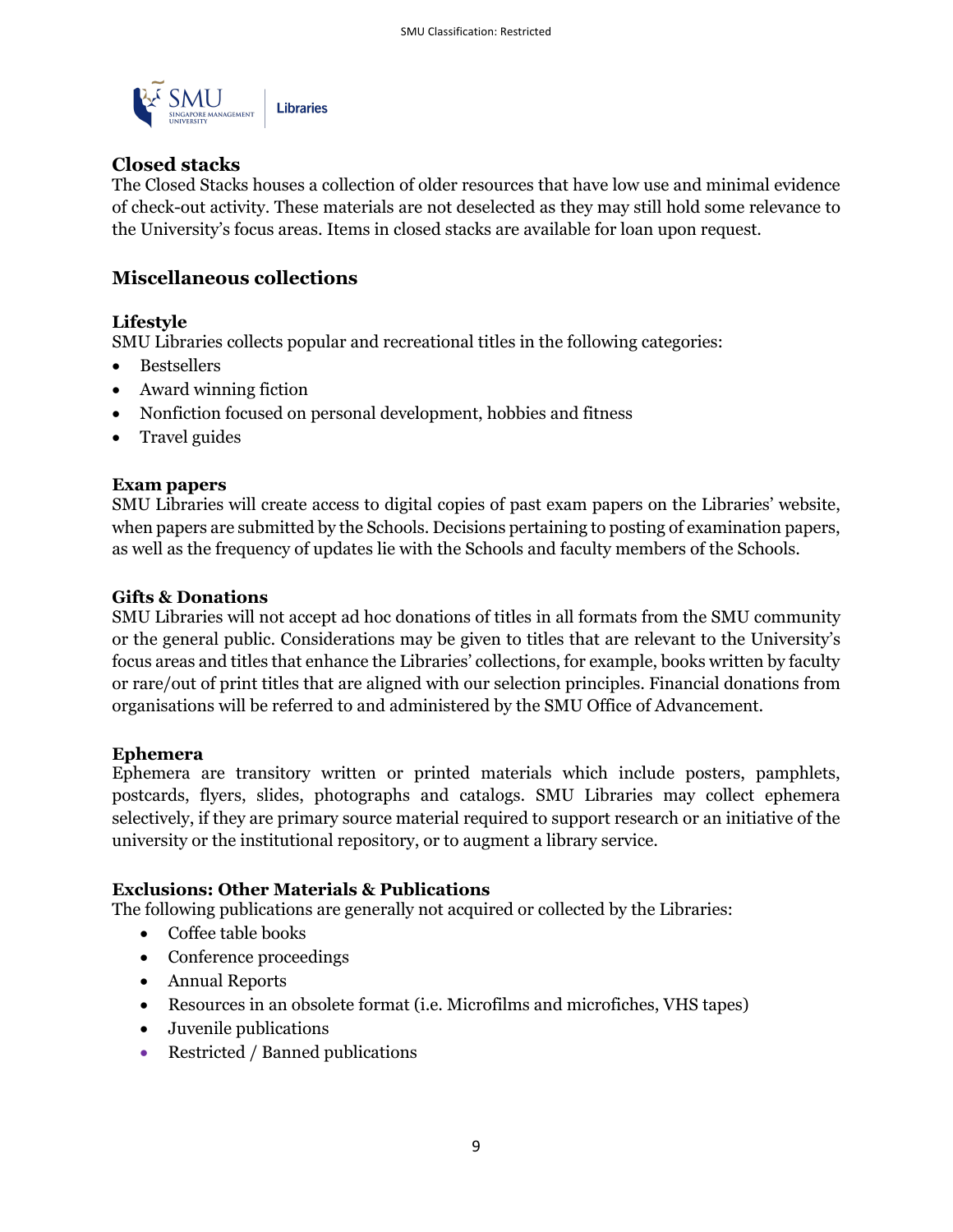## Closed stacks

The Closed Stacks houses a collection of older resources that have low use and minimal evidence of check-out activity. These materials are not deselected as they may still hold some relevance to the University's focus areas. Items in closed stacks are available for loan upon request.

## Miscellaneous collections

### Lifestyle

SMU Libraries collects popular and recreational titles in the following categories:

- Bestsellers
- Award winning fiction
- Nonfiction focused on personal development, hobbies and fitness
- Travel guides

### Exam papers

SMU Libraries will create access to digital copies of past exam papers on the Libraries' website, when papers are submitted by the Schools. Decisions pertaining to posting of examination papers, as well as the frequency of updates lie with the Schools and faculty members of the Schools.

### Gifts & Donations

SMU Libraries will not accept ad hoc donations of titles in all formats from the SMU community or the general public. Considerations may be given to titles that are relevant to the University's focus areas and titles that enhance the Libraries' collections, for example, books written by faculty or rare/out of print titles that are aligned with our selection principles. Financial donations from organisations will be referred to and administered by the SMU Office of Advancement.

### Ephemera

Ephemera are transitory written or printed materials which include posters, pamphlets, postcards, flyers, slides, photographs and catalogs. SMU Libraries may collect ephemera selectively, if they are primary source material required to support research or an initiative of the university or the institutional repository, or to augment a library service.

### Exclusions: Other Materials & Publications

The following publications are generally not acquired or collected by the Libraries:

- Coffee table books
- Conference proceedings
- Annual Reports
- Resources in an obsolete format (i.e. Microfilms and microfiches, VHS tapes)
- Juvenile publications
- Restricted / Banned publications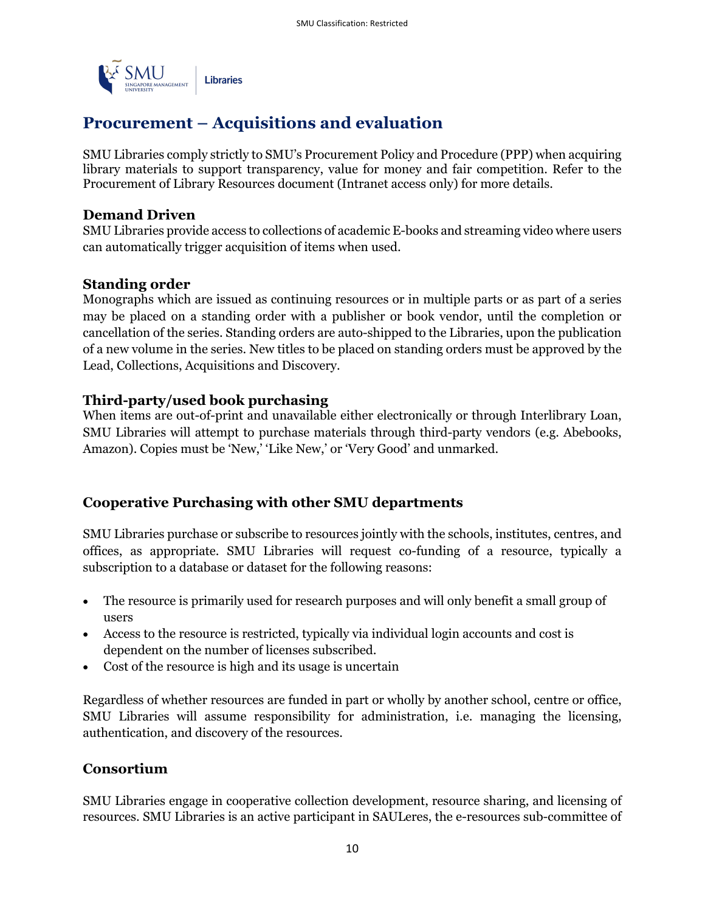# Procurement – Acquisitions and evaluation

SMU Libraries comply strictly to SMU's Procurement Policy and Procedure (PPP) when acquiring library materials to support transparency, value for money and fair competition. Refer to the Procurement of Library Resources document (Intranet access only) for more details.

### Demand Driven

SMU Libraries provide access to collections of academic E-books and streaming video where users can automatically trigger acquisition of items when used.

### Standing order

Monographs which are issued as continuing resources or in multiple parts or as part of a series may be placed on a standing order with a publisher or book vendor, until the completion or cancellation of the series. Standing orders are auto-shipped to the Libraries, upon the publication of a new volume in the series. New titles to be placed on standing orders must be approved by the Lead, Collections, Acquisitions and Discovery.

### Third-party/used book purchasing

When items are out-of-print and unavailable either electronically or through Interlibrary Loan, SMU Libraries will attempt to purchase materials through third-party vendors (e.g. Abebooks, Amazon). Copies must be 'New,' 'Like New,' or 'Very Good' and unmarked.

## Cooperative Purchasing with other SMU departments

SMU Libraries purchase or subscribe to resources jointly with the schools, institutes, centres, and offices, as appropriate. SMU Libraries will request co-funding of a resource, typically a subscription to a database or dataset for the following reasons:

- The resource is primarily used for research purposes and will only benefit a small group of users
- Access to the resource is restricted, typically via individual login accounts and cost is dependent on the number of licenses subscribed.
- Cost of the resource is high and its usage is uncertain

Regardless of whether resources are funded in part or wholly by another school, centre or office, SMU Libraries will assume responsibility for administration, i.e. managing the licensing, authentication, and discovery of the resources.

## Consortium

SMU Libraries engage in cooperative collection development, resource sharing, and licensing of resources. SMU Libraries is an active participant in SAULeres, the e-resources sub-committee of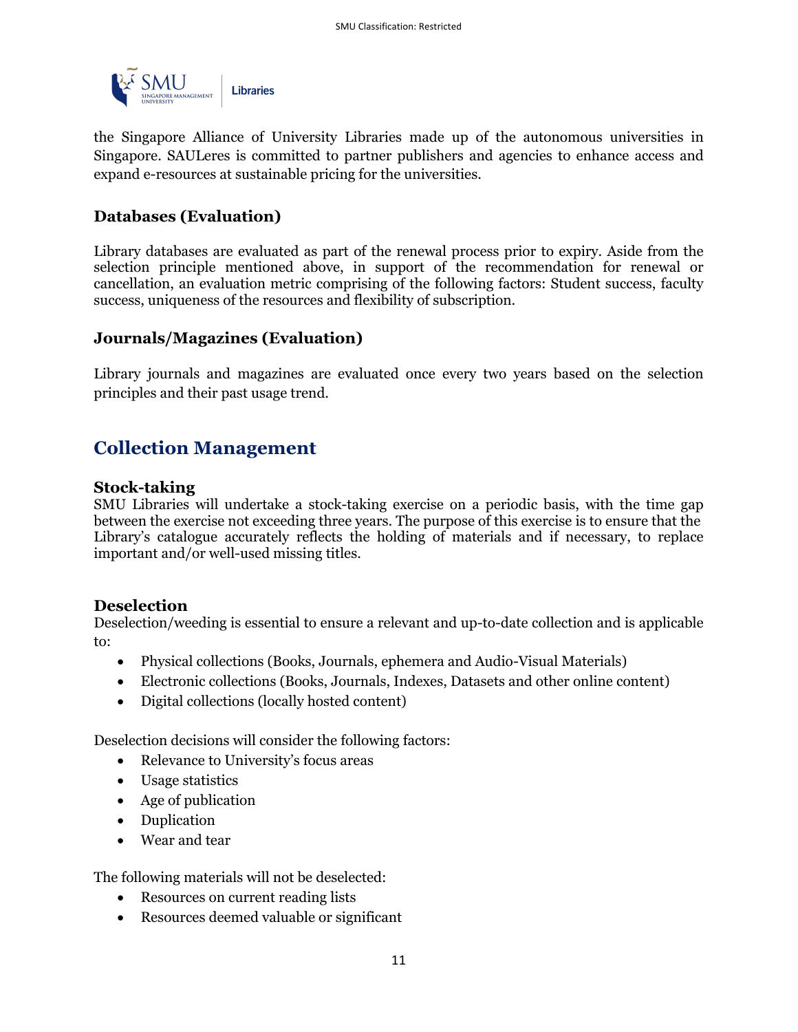the Singapore Alliance of University Libraries made up of the autonomous universities in Singapore. SAULeres is committed to partner publishers and agencies to enhance access and expand e-resources at sustainable pricing for the universities.

### Databases (Evaluation)

Library databases are evaluated as part of the renewal process prior to expiry. Aside from the selection principle mentioned above, in support of the recommendation for renewal or cancellation, an evaluation metric comprising of the following factors: Student success, faculty success, uniqueness of the resources and flexibility of subscription.

### Journals/Magazines (Evaluation)

Library journals and magazines are evaluated once every two years based on the selection principles and their past usage trend.

## Collection Management

### Stock-taking

SMU Libraries will undertake a stock-taking exercise on a periodic basis, with the time gap between the exercise not exceeding three years. The purpose of this exercise is to ensure that the Library's catalogue accurately reflects the holding of materials and if necessary, to replace important and/or well-used missing titles.

### Deselection

Deselection/weeding is essential to ensure a relevant and up-to-date collection and is applicable to:

- Physical collections (Books, Journals, ephemera and Audio-Visual Materials)
- Electronic collections (Books, Journals, Indexes, Datasets and other online content)
- Digital collections (locally hosted content)

Deselection decisions will consider the following factors:

- Relevance to University's focus areas
- Usage statistics
- Age of publication
- Duplication
- Wear and tear

The following materials will not be deselected:

- Resources on current reading lists
- Resources deemed valuable or significant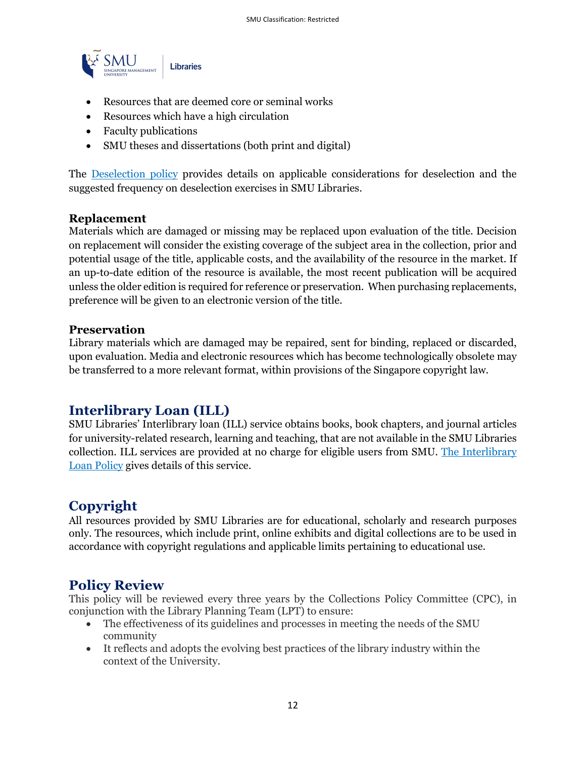- Resources that are deemed core or seminal works
- Resources which have a high circulation
- Faculty publications
- SMU theses and dissertations (both print and digital)

The Deselection policy provides details on applicable considerations for deselection and the suggested frequency on deselection exercises in SMU Libraries.

### Replacement

Materials which are damaged or missing may be replaced upon evaluation of the title. Decision on replacement will consider the existing coverage of the subject area in the collection, prior and potential usage of the title, applicable costs, and the availability of the resource in the market. If an up-to-date edition of the resource is available, the most recent publication will be acquired unless the older edition is required for reference or preservation. When purchasing replacements, preference will be given to an electronic version of the title.

### Preservation

Library materials which are damaged may be repaired, sent for binding, replaced or discarded, upon evaluation. Media and electronic resources which has become technologically obsolete may be transferred to a more relevant format, within provisions of the Singapore copyright law.

## Interlibrary Loan (ILL)

SMU Libraries' Interlibrary loan (ILL) service obtains books, book chapters, and journal articles for university-related research, learning and teaching, that are not available in the SMU Libraries collection. ILL services are provided at no charge for eligible users from SMU. The Interlibrary Loan Policy gives details of this service.

## Copyright

All resources provided by SMU Libraries are for educational, scholarly and research purposes only. The resources, which include print, online exhibits and digital collections are to be used in accordance with copyright regulations and applicable limits pertaining to educational use.

## Policy Review

This policy will be reviewed every three years by the Collections Policy Committee (CPC), in conjunction with the Library Planning Team (LPT) to ensure:

- The effectiveness of its guidelines and processes in meeting the needs of the SMU community
- It reflects and adopts the evolving best practices of the library industry within the context of the University.